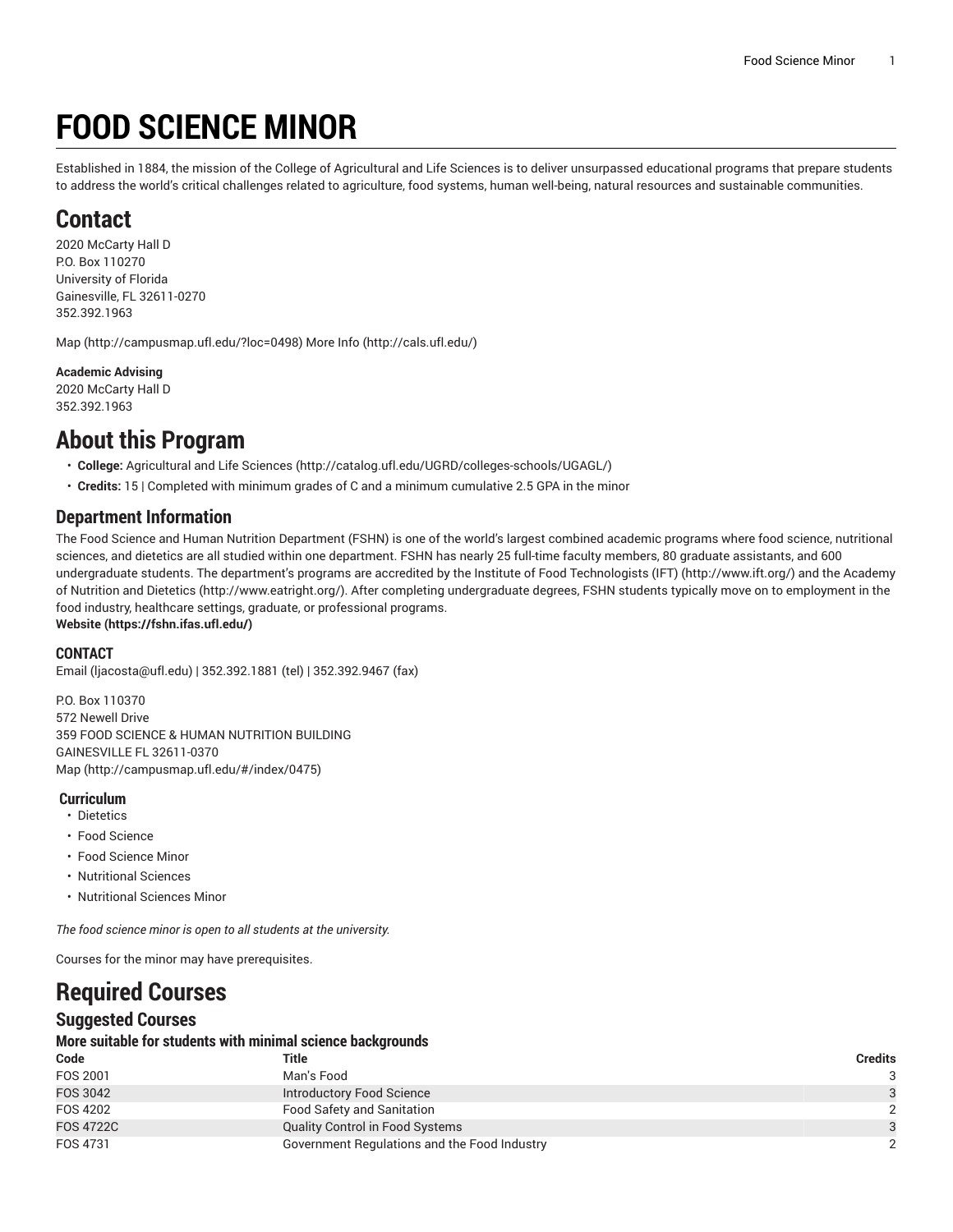# FOOD SCIENCE MINOR

Established in 1884, the mission of the College of Agricultural and Life Sciences is to deliver unsurpassed educational programs that prepare students to address the world's critical challenges related to agriculture, food systems, human well-being, natural resources and sustainable communities.

## Contact

2020 McCarty Hall D
P.O. Box 110270
University of Florida
Gainesville, FL 32611-0270
352.392.1963

Map (http://campusmap.ufl.edu/?loc=0498) More Info (http://cals.ufl.edu/)

**Academic Advising**
2020 McCarty Hall D
352.392.1963

## About this Program

- **College:** Agricultural and Life Sciences (http://catalog.ufl.edu/UGRD/colleges-schools/UGAGL/)
- **Credits:** 15 | Completed with minimum grades of C and a minimum cumulative 2.5 GPA in the minor

### Department Information

The Food Science and Human Nutrition Department (FSHN) is one of the world's largest combined academic programs where food science, nutritional sciences, and dietetics are all studied within one department. FSHN has nearly 25 full-time faculty members, 80 graduate assistants, and 600 undergraduate students. The department's programs are accredited by the Institute of Food Technologists (IFT) (http://www.ift.org/) and the Academy of Nutrition and Dietetics (http://www.eatright.org/). After completing undergraduate degrees, FSHN students typically move on to employment in the food industry, healthcare settings, graduate, or professional programs.
**Website (https://fshn.ifas.ufl.edu/)**

#### CONTACT

Email (ljacosta@ufl.edu) | 352.392.1881 (tel) | 352.392.9467 (fax)

P.O. Box 110370
572 Newell Drive
359 FOOD SCIENCE & HUMAN NUTRITION BUILDING
GAINESVILLE FL 32611-0370
Map (http://campusmap.ufl.edu/#/index/0475)

#### Curriculum

- Dietetics
- Food Science
- Food Science Minor
- Nutritional Sciences
- Nutritional Sciences Minor

*The food science minor is open to all students at the university.*

Courses for the minor may have prerequisites.

## Required Courses

### Suggested Courses

#### More suitable for students with minimal science backgrounds

| Code | Title | Credits |
|---|---|---|
| FOS 2001 | Man's Food | 3 |
| FOS 3042 | Introductory Food Science | 3 |
| FOS 4202 | Food Safety and Sanitation | 2 |
| FOS 4722C | Quality Control in Food Systems | 3 |
| FOS 4731 | Government Regulations and the Food Industry | 2 |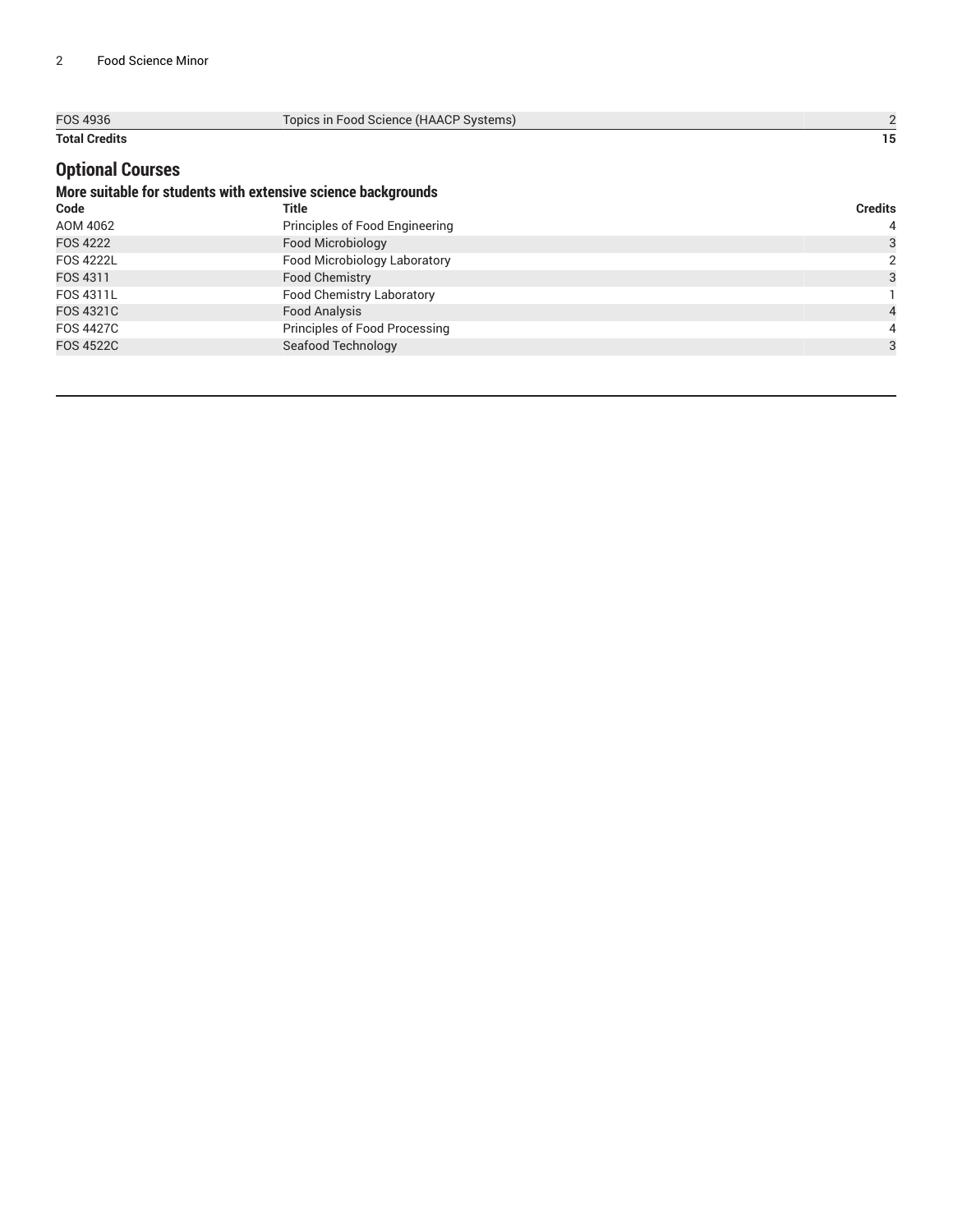| | | |
|---|---|---|
| FOS 4936 | Topics in Food Science (HAACP Systems) | 2 |
| **Total Credits** | | **15** |

## Optional Courses

### More suitable for students with extensive science backgrounds

| Code | Title | Credits |
|---|---|---|
| AOM 4062 | Principles of Food Engineering | 4 |
| FOS 4222 | Food Microbiology | 3 |
| FOS 4222L | Food Microbiology Laboratory | 2 |
| FOS 4311 | Food Chemistry | 3 |
| FOS 4311L | Food Chemistry Laboratory | 1 |
| FOS 4321C | Food Analysis | 4 |
| FOS 4427C | Principles of Food Processing | 4 |
| FOS 4522C | Seafood Technology | 3 |